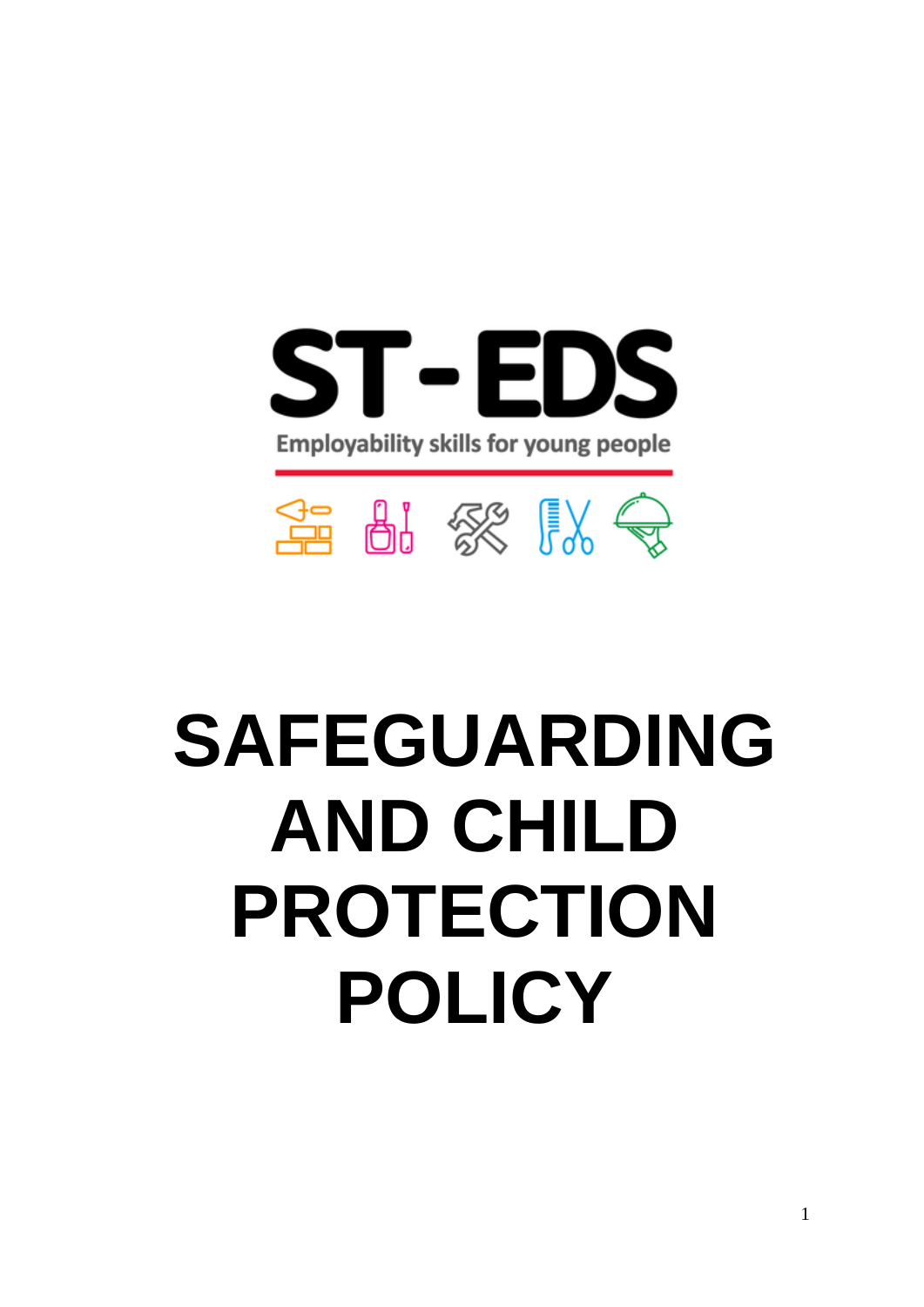ST-EDS

Employability skills for young people

# SAFEGUARDING AND CHILD PROTECTION POLICY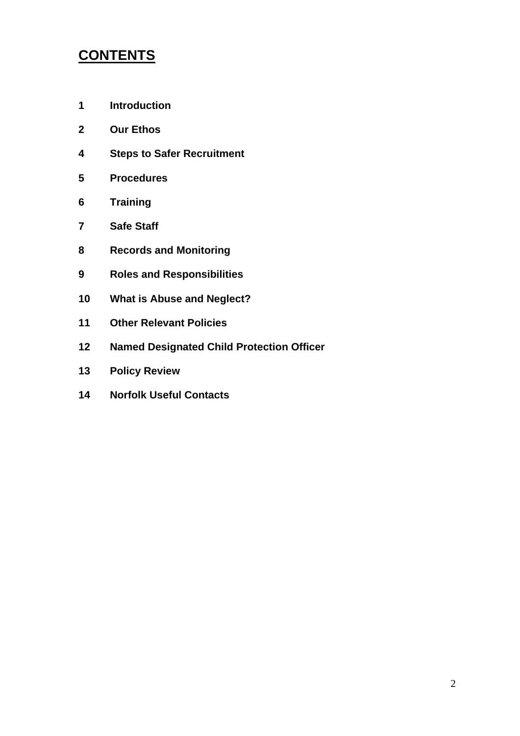# CONTENTS

**1 Introduction**

**2 Our Ethos**

**4 Steps to Safer Recruitment**

**5 Procedures**

**6 Training**

**7 Safe Staff**

**8 Records and Monitoring**

**9 Roles and Responsibilities**

**10 What is Abuse and Neglect?**

**11 Other Relevant Policies**

**12 Named Designated Child Protection Officer**

**13 Policy Review**

**14 Norfolk Useful Contacts**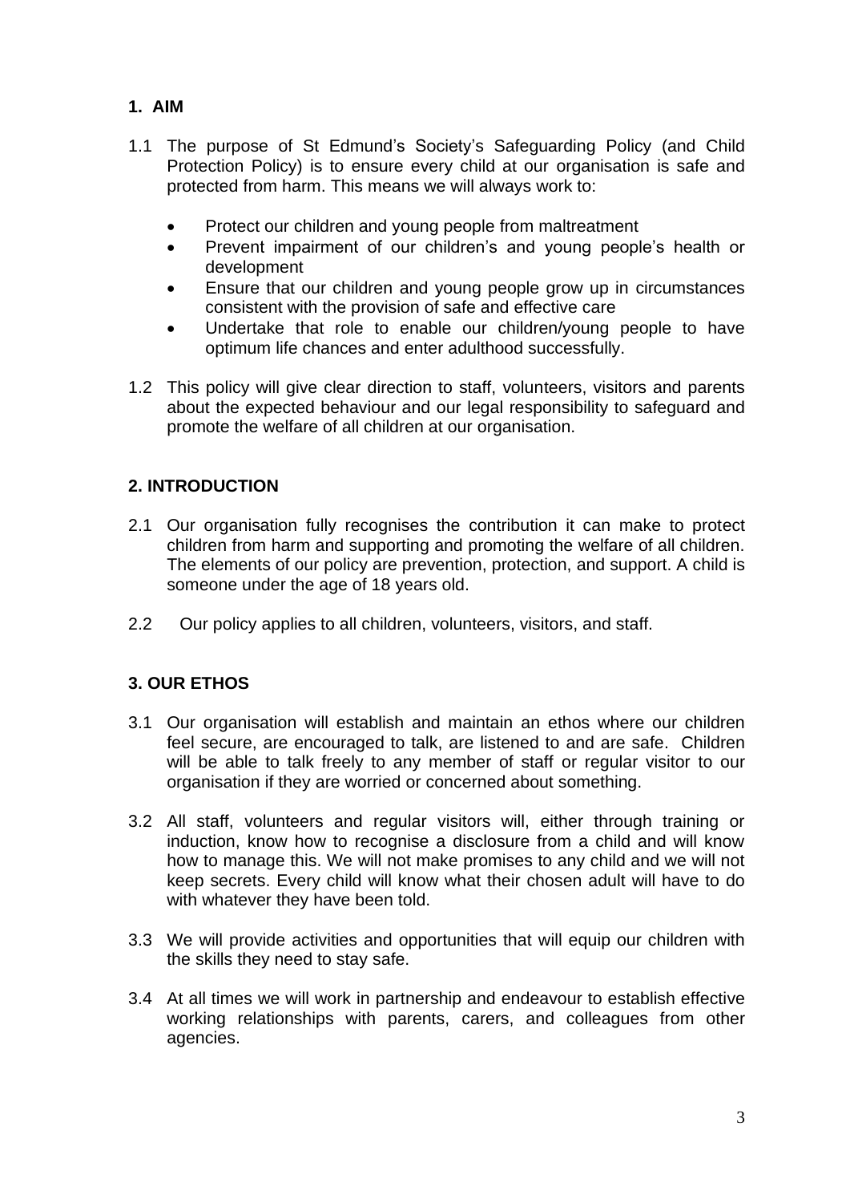## 1. AIM

1.1 The purpose of St Edmund's Society's Safeguarding Policy (and Child Protection Policy) is to ensure every child at our organisation is safe and protected from harm. This means we will always work to:

- Protect our children and young people from maltreatment
- Prevent impairment of our children's and young people's health or development
- Ensure that our children and young people grow up in circumstances consistent with the provision of safe and effective care
- Undertake that role to enable our children/young people to have optimum life chances and enter adulthood successfully.

1.2 This policy will give clear direction to staff, volunteers, visitors and parents about the expected behaviour and our legal responsibility to safeguard and promote the welfare of all children at our organisation.

## 2. INTRODUCTION

2.1 Our organisation fully recognises the contribution it can make to protect children from harm and supporting and promoting the welfare of all children. The elements of our policy are prevention, protection, and support. A child is someone under the age of 18 years old.

2.2 Our policy applies to all children, volunteers, visitors, and staff.

## 3. OUR ETHOS

3.1 Our organisation will establish and maintain an ethos where our children feel secure, are encouraged to talk, are listened to and are safe. Children will be able to talk freely to any member of staff or regular visitor to our organisation if they are worried or concerned about something.

3.2 All staff, volunteers and regular visitors will, either through training or induction, know how to recognise a disclosure from a child and will know how to manage this. We will not make promises to any child and we will not keep secrets. Every child will know what their chosen adult will have to do with whatever they have been told.

3.3 We will provide activities and opportunities that will equip our children with the skills they need to stay safe.

3.4 At all times we will work in partnership and endeavour to establish effective working relationships with parents, carers, and colleagues from other agencies.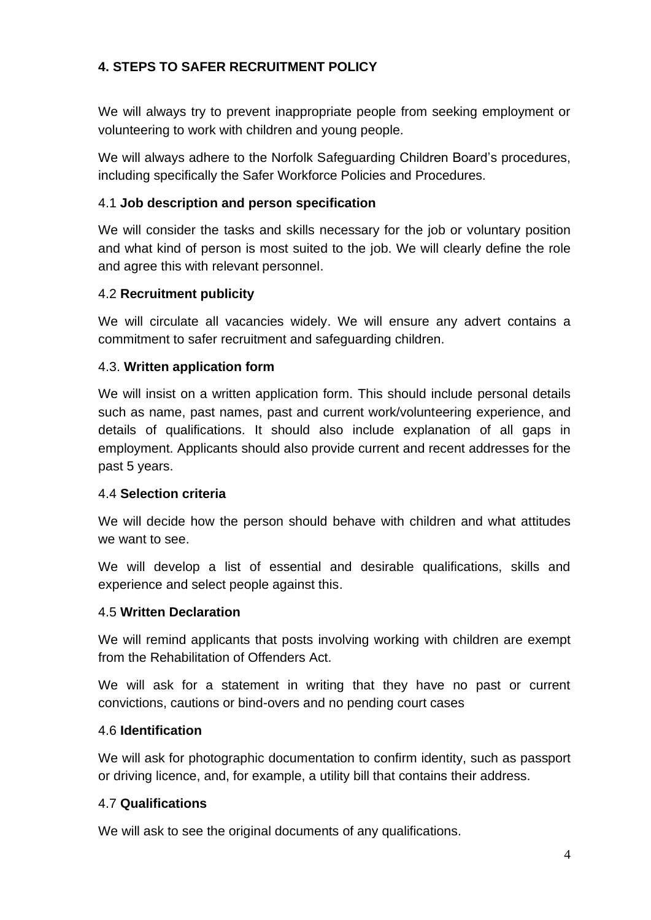## 4. STEPS TO SAFER RECRUITMENT POLICY

We will always try to prevent inappropriate people from seeking employment or volunteering to work with children and young people.

We will always adhere to the Norfolk Safeguarding Children Board's procedures, including specifically the Safer Workforce Policies and Procedures.

### 4.1 **Job description and person specification**

We will consider the tasks and skills necessary for the job or voluntary position and what kind of person is most suited to the job. We will clearly define the role and agree this with relevant personnel.

### 4.2 **Recruitment publicity**

We will circulate all vacancies widely. We will ensure any advert contains a commitment to safer recruitment and safeguarding children.

### 4.3. **Written application form**

We will insist on a written application form. This should include personal details such as name, past names, past and current work/volunteering experience, and details of qualifications. It should also include explanation of all gaps in employment. Applicants should also provide current and recent addresses for the past 5 years.

### 4.4 **Selection criteria**

We will decide how the person should behave with children and what attitudes we want to see.

We will develop a list of essential and desirable qualifications, skills and experience and select people against this.

### 4.5 **Written Declaration**

We will remind applicants that posts involving working with children are exempt from the Rehabilitation of Offenders Act.

We will ask for a statement in writing that they have no past or current convictions, cautions or bind-overs and no pending court cases

### 4.6 **Identification**

We will ask for photographic documentation to confirm identity, such as passport or driving licence, and, for example, a utility bill that contains their address.

### 4.7 **Qualifications**

We will ask to see the original documents of any qualifications.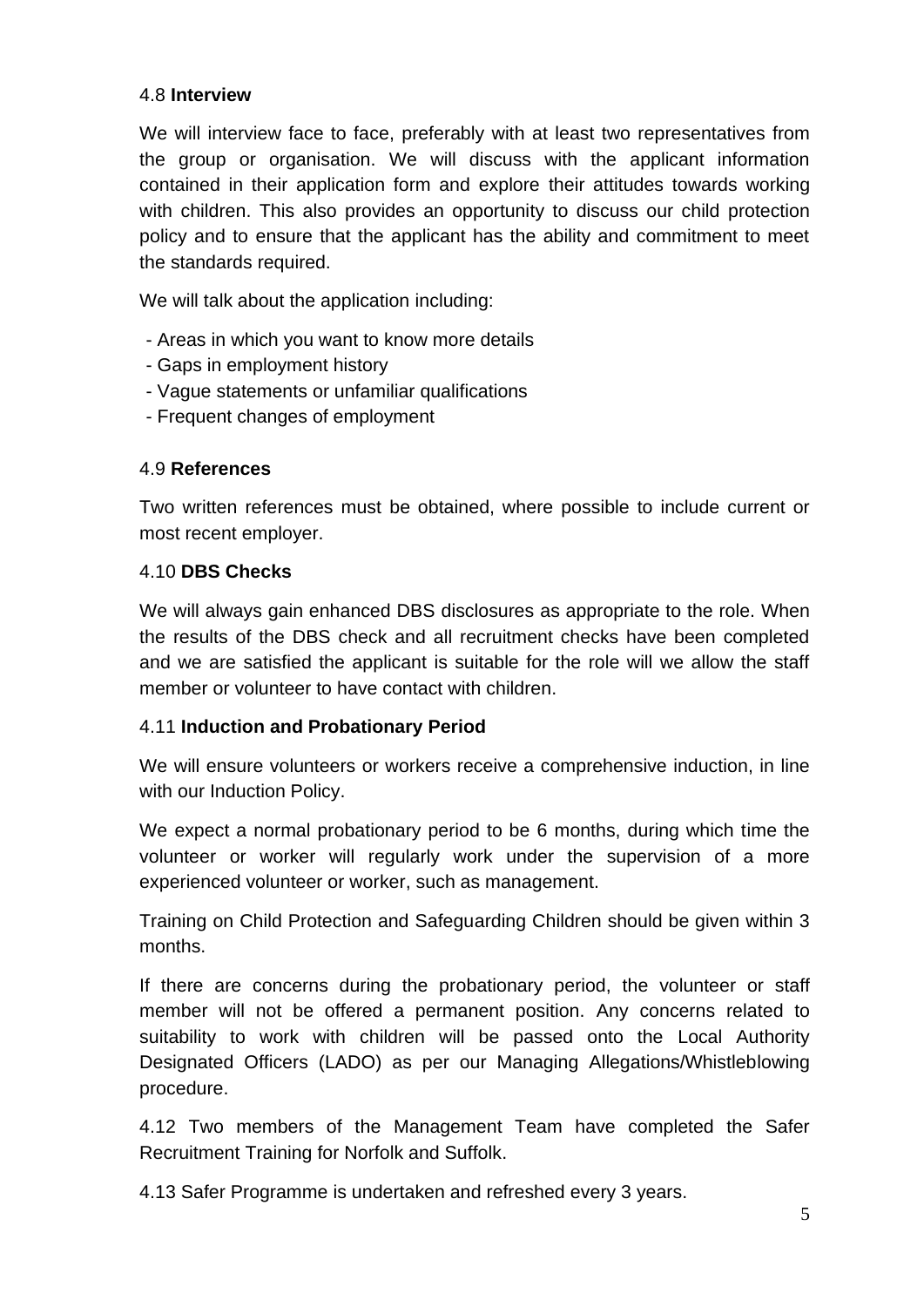4.8 **Interview**

We will interview face to face, preferably with at least two representatives from the group or organisation. We will discuss with the applicant information contained in their application form and explore their attitudes towards working with children. This also provides an opportunity to discuss our child protection policy and to ensure that the applicant has the ability and commitment to meet the standards required.

We will talk about the application including:

- Areas in which you want to know more details
- Gaps in employment history
- Vague statements or unfamiliar qualifications
- Frequent changes of employment

4.9 **References**

Two written references must be obtained, where possible to include current or most recent employer.

4.10 **DBS Checks**

We will always gain enhanced DBS disclosures as appropriate to the role. When the results of the DBS check and all recruitment checks have been completed and we are satisfied the applicant is suitable for the role will we allow the staff member or volunteer to have contact with children.

4.11 **Induction and Probationary Period**

We will ensure volunteers or workers receive a comprehensive induction, in line with our Induction Policy.

We expect a normal probationary period to be 6 months, during which time the volunteer or worker will regularly work under the supervision of a more experienced volunteer or worker, such as management.

Training on Child Protection and Safeguarding Children should be given within 3 months.

If there are concerns during the probationary period, the volunteer or staff member will not be offered a permanent position. Any concerns related to suitability to work with children will be passed onto the Local Authority Designated Officers (LADO) as per our Managing Allegations/Whistleblowing procedure.

4.12 Two members of the Management Team have completed the Safer Recruitment Training for Norfolk and Suffolk.

4.13 Safer Programme is undertaken and refreshed every 3 years.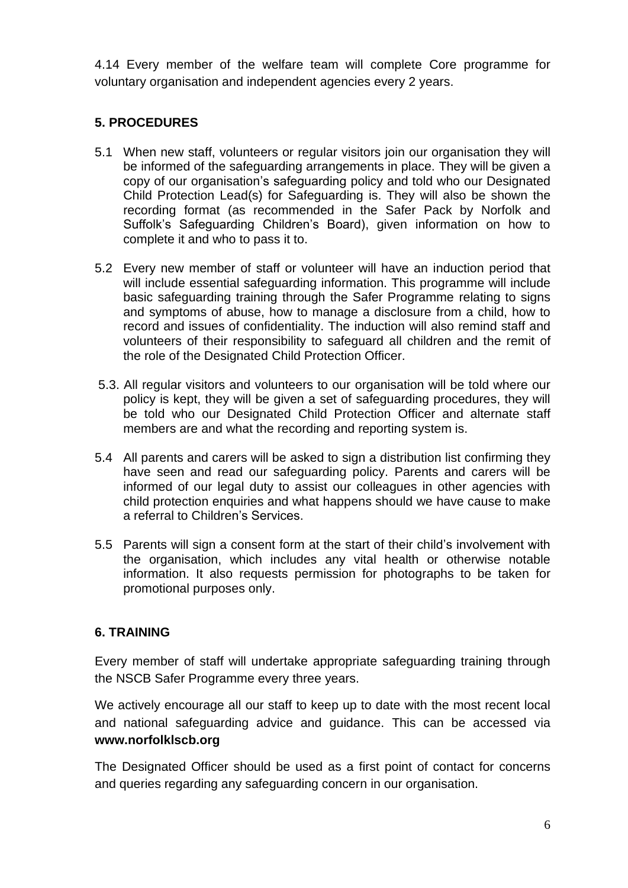4.14 Every member of the welfare team will complete Core programme for voluntary organisation and independent agencies every 2 years.

## 5. PROCEDURES

5.1 When new staff, volunteers or regular visitors join our organisation they will be informed of the safeguarding arrangements in place. They will be given a copy of our organisation's safeguarding policy and told who our Designated Child Protection Lead(s) for Safeguarding is. They will also be shown the recording format (as recommended in the Safer Pack by Norfolk and Suffolk's Safeguarding Children's Board), given information on how to complete it and who to pass it to.

5.2 Every new member of staff or volunteer will have an induction period that will include essential safeguarding information. This programme will include basic safeguarding training through the Safer Programme relating to signs and symptoms of abuse, how to manage a disclosure from a child, how to record and issues of confidentiality. The induction will also remind staff and volunteers of their responsibility to safeguard all children and the remit of the role of the Designated Child Protection Officer.

5.3. All regular visitors and volunteers to our organisation will be told where our policy is kept, they will be given a set of safeguarding procedures, they will be told who our Designated Child Protection Officer and alternate staff members are and what the recording and reporting system is.

5.4 All parents and carers will be asked to sign a distribution list confirming they have seen and read our safeguarding policy. Parents and carers will be informed of our legal duty to assist our colleagues in other agencies with child protection enquiries and what happens should we have cause to make a referral to Children's Services.

5.5 Parents will sign a consent form at the start of their child's involvement with the organisation, which includes any vital health or otherwise notable information. It also requests permission for photographs to be taken for promotional purposes only.

## 6. TRAINING

Every member of staff will undertake appropriate safeguarding training through the NSCB Safer Programme every three years.

We actively encourage all our staff to keep up to date with the most recent local and national safeguarding advice and guidance. This can be accessed via **www.norfolklscb.org**

The Designated Officer should be used as a first point of contact for concerns and queries regarding any safeguarding concern in our organisation.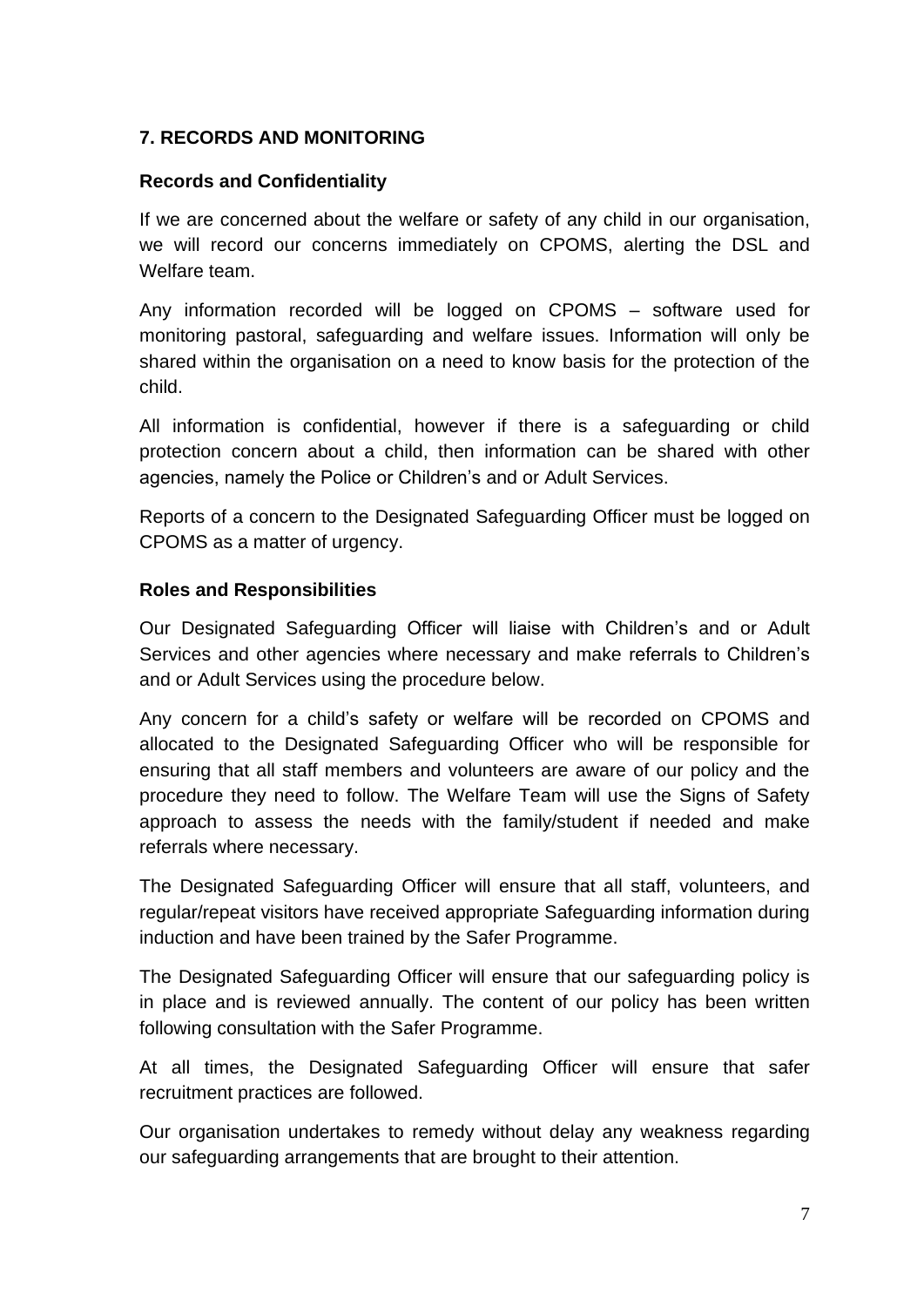## 7. RECORDS AND MONITORING

### Records and Confidentiality

If we are concerned about the welfare or safety of any child in our organisation, we will record our concerns immediately on CPOMS, alerting the DSL and Welfare team.

Any information recorded will be logged on CPOMS – software used for monitoring pastoral, safeguarding and welfare issues. Information will only be shared within the organisation on a need to know basis for the protection of the child.

All information is confidential, however if there is a safeguarding or child protection concern about a child, then information can be shared with other agencies, namely the Police or Children's and or Adult Services.

Reports of a concern to the Designated Safeguarding Officer must be logged on CPOMS as a matter of urgency.

### Roles and Responsibilities

Our Designated Safeguarding Officer will liaise with Children's and or Adult Services and other agencies where necessary and make referrals to Children's and or Adult Services using the procedure below.

Any concern for a child's safety or welfare will be recorded on CPOMS and allocated to the Designated Safeguarding Officer who will be responsible for ensuring that all staff members and volunteers are aware of our policy and the procedure they need to follow. The Welfare Team will use the Signs of Safety approach to assess the needs with the family/student if needed and make referrals where necessary.

The Designated Safeguarding Officer will ensure that all staff, volunteers, and regular/repeat visitors have received appropriate Safeguarding information during induction and have been trained by the Safer Programme.

The Designated Safeguarding Officer will ensure that our safeguarding policy is in place and is reviewed annually. The content of our policy has been written following consultation with the Safer Programme.

At all times, the Designated Safeguarding Officer will ensure that safer recruitment practices are followed.

Our organisation undertakes to remedy without delay any weakness regarding our safeguarding arrangements that are brought to their attention.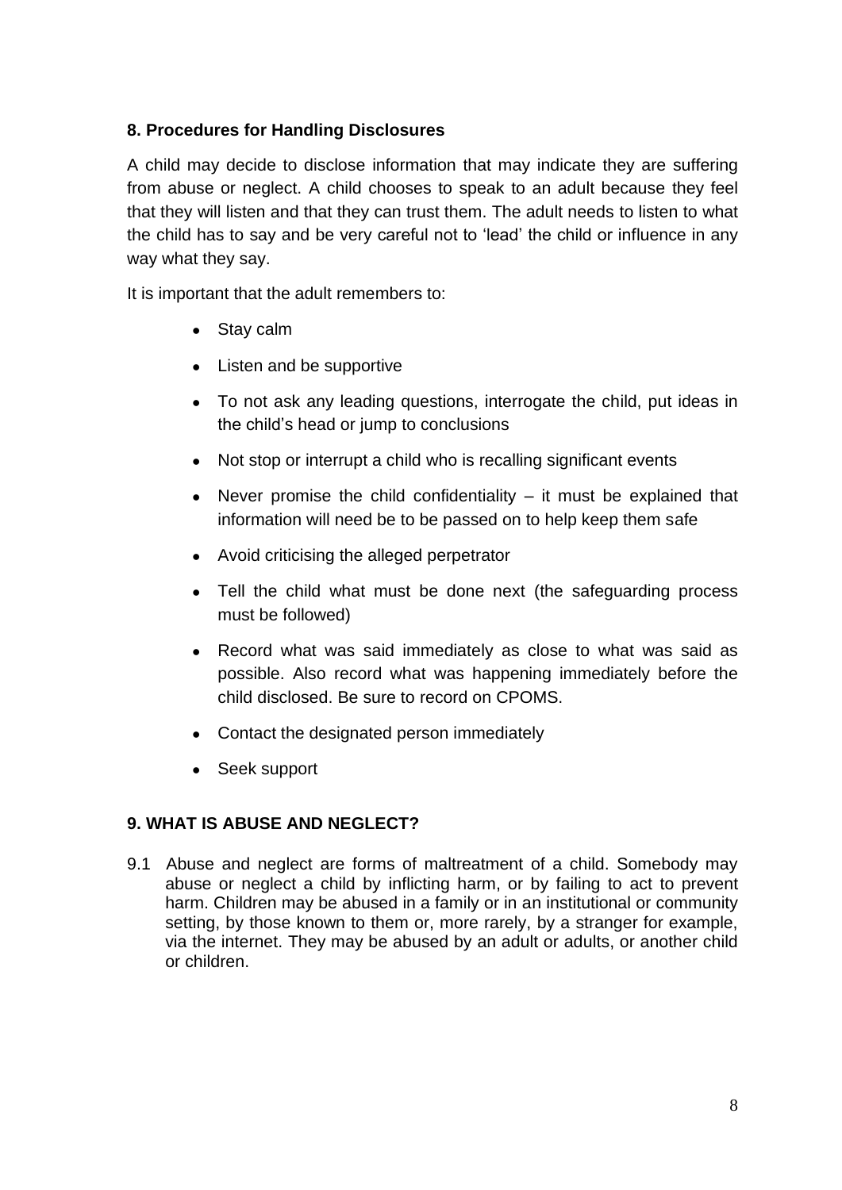## 8. Procedures for Handling Disclosures

A child may decide to disclose information that may indicate they are suffering from abuse or neglect. A child chooses to speak to an adult because they feel that they will listen and that they can trust them. The adult needs to listen to what the child has to say and be very careful not to 'lead' the child or influence in any way what they say.

It is important that the adult remembers to:

- Stay calm
- Listen and be supportive
- To not ask any leading questions, interrogate the child, put ideas in the child's head or jump to conclusions
- Not stop or interrupt a child who is recalling significant events
- Never promise the child confidentiality – it must be explained that information will need be to be passed on to help keep them safe
- Avoid criticising the alleged perpetrator
- Tell the child what must be done next (the safeguarding process must be followed)
- Record what was said immediately as close to what was said as possible. Also record what was happening immediately before the child disclosed. Be sure to record on CPOMS.
- Contact the designated person immediately
- Seek support

## 9. WHAT IS ABUSE AND NEGLECT?

9.1 Abuse and neglect are forms of maltreatment of a child. Somebody may abuse or neglect a child by inflicting harm, or by failing to act to prevent harm. Children may be abused in a family or in an institutional or community setting, by those known to them or, more rarely, by a stranger for example, via the internet. They may be abused by an adult or adults, or another child or children.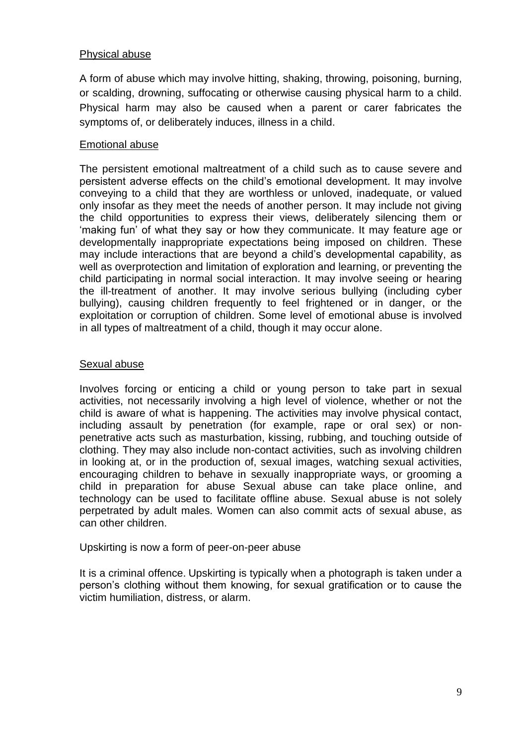## Physical abuse

A form of abuse which may involve hitting, shaking, throwing, poisoning, burning, or scalding, drowning, suffocating or otherwise causing physical harm to a child. Physical harm may also be caused when a parent or carer fabricates the symptoms of, or deliberately induces, illness in a child.

## Emotional abuse

The persistent emotional maltreatment of a child such as to cause severe and persistent adverse effects on the child's emotional development. It may involve conveying to a child that they are worthless or unloved, inadequate, or valued only insofar as they meet the needs of another person. It may include not giving the child opportunities to express their views, deliberately silencing them or 'making fun' of what they say or how they communicate. It may feature age or developmentally inappropriate expectations being imposed on children. These may include interactions that are beyond a child's developmental capability, as well as overprotection and limitation of exploration and learning, or preventing the child participating in normal social interaction. It may involve seeing or hearing the ill-treatment of another. It may involve serious bullying (including cyber bullying), causing children frequently to feel frightened or in danger, or the exploitation or corruption of children. Some level of emotional abuse is involved in all types of maltreatment of a child, though it may occur alone.

## Sexual abuse

Involves forcing or enticing a child or young person to take part in sexual activities, not necessarily involving a high level of violence, whether or not the child is aware of what is happening. The activities may involve physical contact, including assault by penetration (for example, rape or oral sex) or non-penetrative acts such as masturbation, kissing, rubbing, and touching outside of clothing. They may also include non-contact activities, such as involving children in looking at, or in the production of, sexual images, watching sexual activities, encouraging children to behave in sexually inappropriate ways, or grooming a child in preparation for abuse Sexual abuse can take place online, and technology can be used to facilitate offline abuse. Sexual abuse is not solely perpetrated by adult males. Women can also commit acts of sexual abuse, as can other children.

Upskirting is now a form of peer-on-peer abuse

It is a criminal offence. Upskirting is typically when a photograph is taken under a person's clothing without them knowing, for sexual gratification or to cause the victim humiliation, distress, or alarm.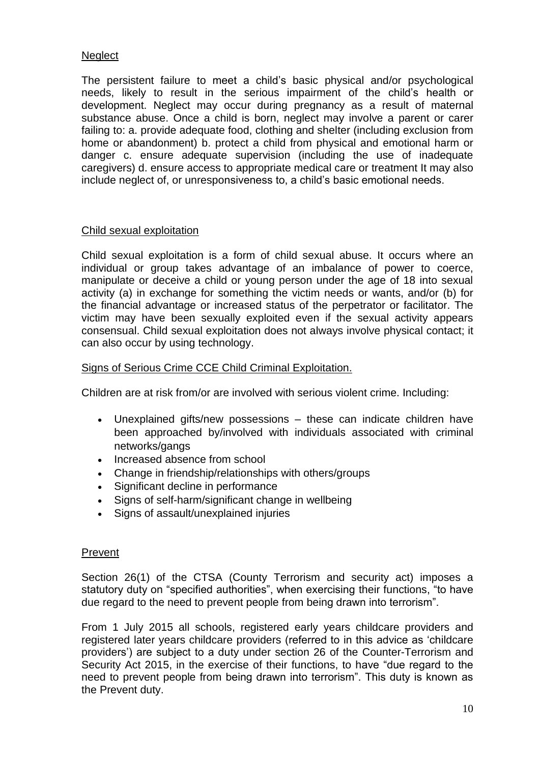Neglect

The persistent failure to meet a child's basic physical and/or psychological needs, likely to result in the serious impairment of the child's health or development. Neglect may occur during pregnancy as a result of maternal substance abuse. Once a child is born, neglect may involve a parent or carer failing to: a. provide adequate food, clothing and shelter (including exclusion from home or abandonment) b. protect a child from physical and emotional harm or danger c. ensure adequate supervision (including the use of inadequate caregivers) d. ensure access to appropriate medical care or treatment It may also include neglect of, or unresponsiveness to, a child's basic emotional needs.

Child sexual exploitation

Child sexual exploitation is a form of child sexual abuse. It occurs where an individual or group takes advantage of an imbalance of power to coerce, manipulate or deceive a child or young person under the age of 18 into sexual activity (a) in exchange for something the victim needs or wants, and/or (b) for the financial advantage or increased status of the perpetrator or facilitator. The victim may have been sexually exploited even if the sexual activity appears consensual. Child sexual exploitation does not always involve physical contact; it can also occur by using technology.

Signs of Serious Crime CCE Child Criminal Exploitation.

Children are at risk from/or are involved with serious violent crime. Including:

- Unexplained gifts/new possessions – these can indicate children have been approached by/involved with individuals associated with criminal networks/gangs
- Increased absence from school
- Change in friendship/relationships with others/groups
- Significant decline in performance
- Signs of self-harm/significant change in wellbeing
- Signs of assault/unexplained injuries

Prevent

Section 26(1) of the CTSA (County Terrorism and security act) imposes a statutory duty on "specified authorities", when exercising their functions, "to have due regard to the need to prevent people from being drawn into terrorism".

From 1 July 2015 all schools, registered early years childcare providers and registered later years childcare providers (referred to in this advice as 'childcare providers') are subject to a duty under section 26 of the Counter-Terrorism and Security Act 2015, in the exercise of their functions, to have "due regard to the need to prevent people from being drawn into terrorism". This duty is known as the Prevent duty.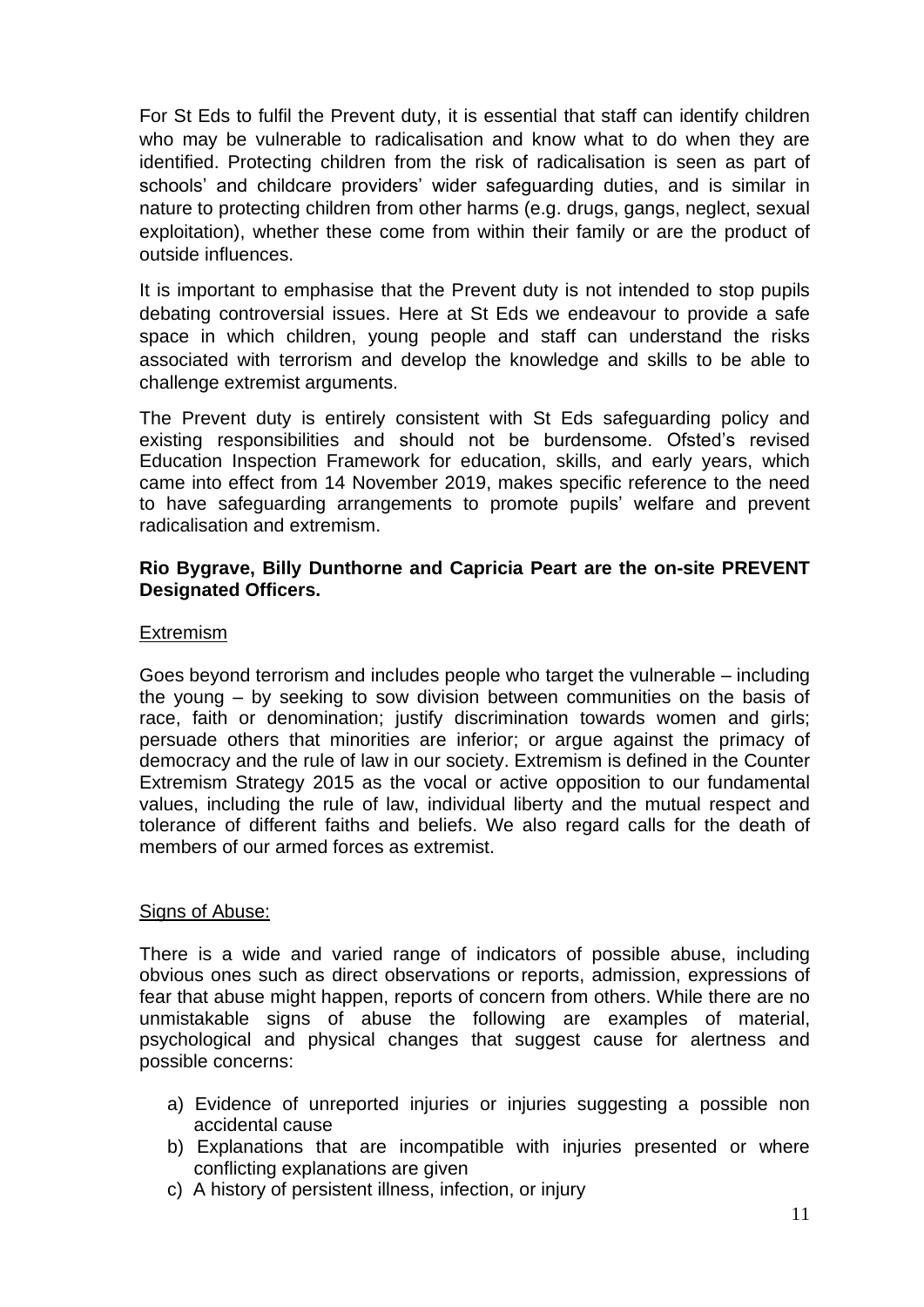For St Eds to fulfil the Prevent duty, it is essential that staff can identify children who may be vulnerable to radicalisation and know what to do when they are identified. Protecting children from the risk of radicalisation is seen as part of schools' and childcare providers' wider safeguarding duties, and is similar in nature to protecting children from other harms (e.g. drugs, gangs, neglect, sexual exploitation), whether these come from within their family or are the product of outside influences.

It is important to emphasise that the Prevent duty is not intended to stop pupils debating controversial issues. Here at St Eds we endeavour to provide a safe space in which children, young people and staff can understand the risks associated with terrorism and develop the knowledge and skills to be able to challenge extremist arguments.

The Prevent duty is entirely consistent with St Eds safeguarding policy and existing responsibilities and should not be burdensome. Ofsted's revised Education Inspection Framework for education, skills, and early years, which came into effect from 14 November 2019, makes specific reference to the need to have safeguarding arrangements to promote pupils' welfare and prevent radicalisation and extremism.

**Rio Bygrave, Billy Dunthorne and Capricia Peart are the on-site PREVENT Designated Officers.**

Extremism

Goes beyond terrorism and includes people who target the vulnerable – including the young – by seeking to sow division between communities on the basis of race, faith or denomination; justify discrimination towards women and girls; persuade others that minorities are inferior; or argue against the primacy of democracy and the rule of law in our society. Extremism is defined in the Counter Extremism Strategy 2015 as the vocal or active opposition to our fundamental values, including the rule of law, individual liberty and the mutual respect and tolerance of different faiths and beliefs. We also regard calls for the death of members of our armed forces as extremist.

Signs of Abuse:

There is a wide and varied range of indicators of possible abuse, including obvious ones such as direct observations or reports, admission, expressions of fear that abuse might happen, reports of concern from others. While there are no unmistakable signs of abuse the following are examples of material, psychological and physical changes that suggest cause for alertness and possible concerns:

a) Evidence of unreported injuries or injuries suggesting a possible non accidental cause
b) Explanations that are incompatible with injuries presented or where conflicting explanations are given
c) A history of persistent illness, infection, or injury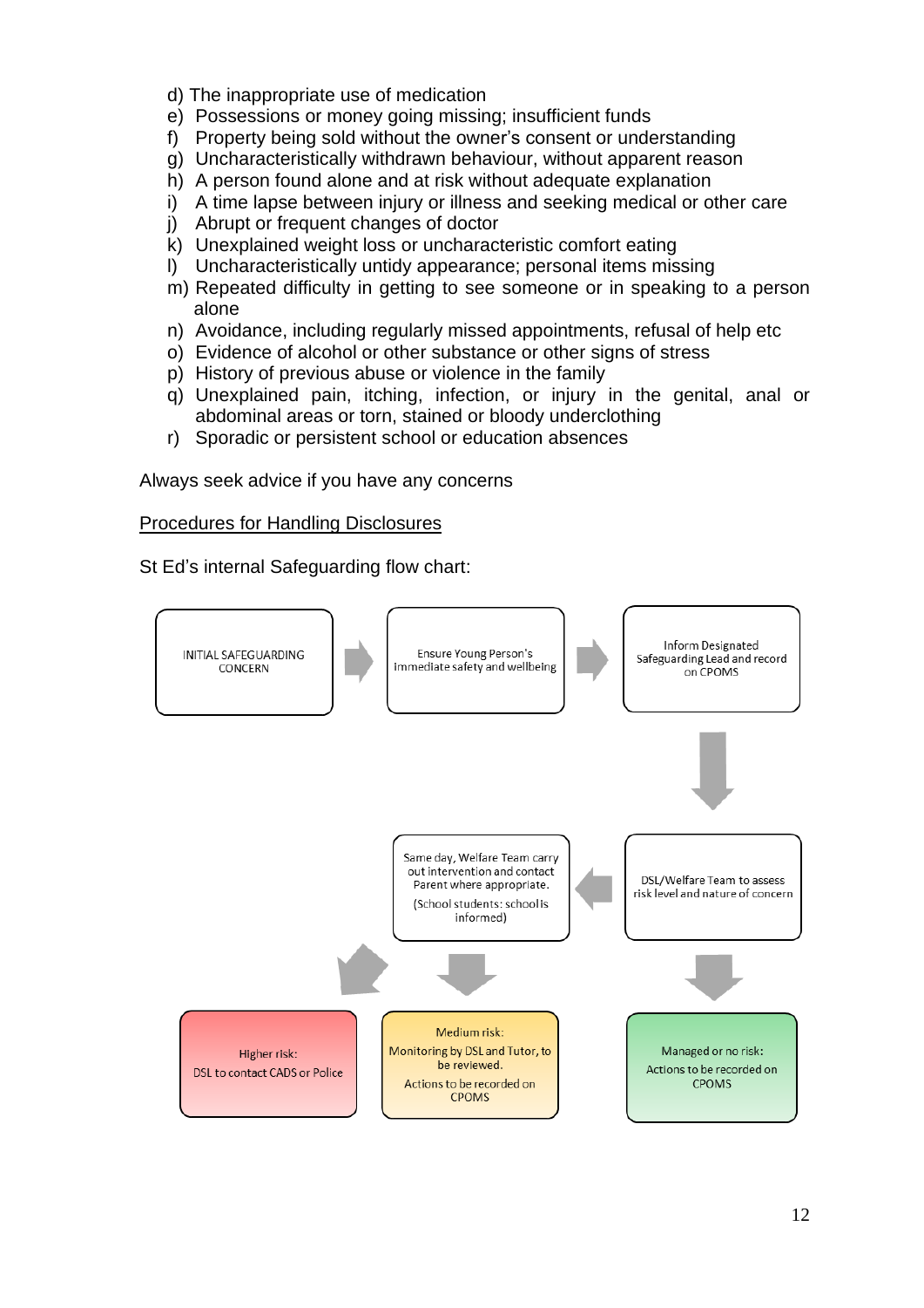d) The inappropriate use of medication
e) Possessions or money going missing; insufficient funds
f) Property being sold without the owner's consent or understanding
g) Uncharacteristically withdrawn behaviour, without apparent reason
h) A person found alone and at risk without adequate explanation
i) A time lapse between injury or illness and seeking medical or other care
j) Abrupt or frequent changes of doctor
k) Unexplained weight loss or uncharacteristic comfort eating
l) Uncharacteristically untidy appearance; personal items missing
m) Repeated difficulty in getting to see someone or in speaking to a person alone
n) Avoidance, including regularly missed appointments, refusal of help etc
o) Evidence of alcohol or other substance or other signs of stress
p) History of previous abuse or violence in the family
q) Unexplained pain, itching, infection, or injury in the genital, anal or abdominal areas or torn, stained or bloody underclothing
r) Sporadic or persistent school or education absences

Always seek advice if you have any concerns

<u>Procedures for Handling Disclosures</u>

St Ed's internal Safeguarding flow chart:

INITIAL SAFEGUARDING CONCERN → Ensure Young Person's immediate safety and wellbeing → Inform Designated Safeguarding Lead and record on CPOMS

↓

DSL/Welfare Team to assess risk level and nature of concern → Same day, Welfare Team carry out intervention and contact Parent where appropriate. (School students: school is informed)

- Higher risk: DSL to contact CADS or Police
- Medium risk: Monitoring by DSL and Tutor, to be reviewed. Actions to be recorded on CPOMS
- Managed or no risk: Actions to be recorded on CPOMS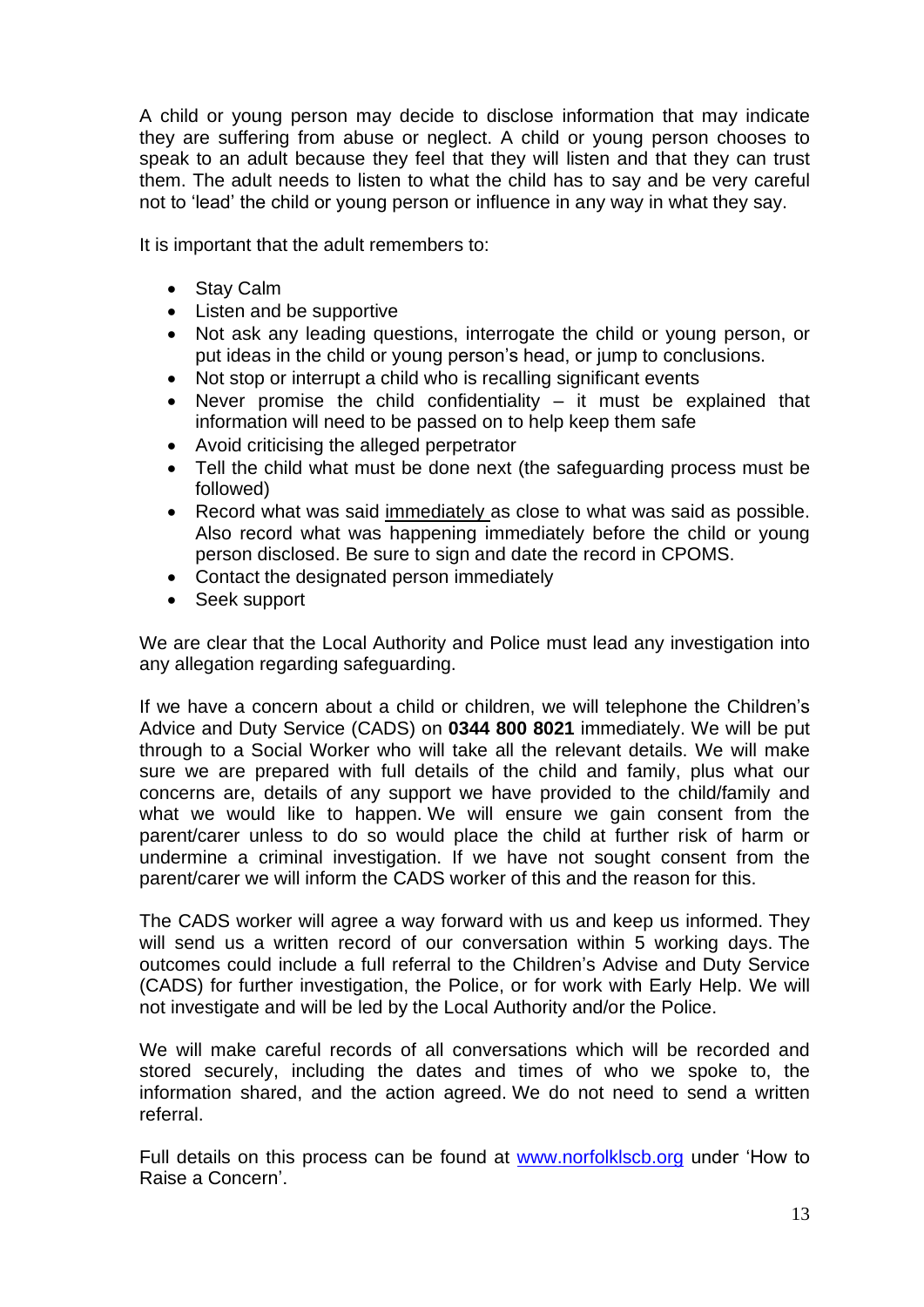A child or young person may decide to disclose information that may indicate they are suffering from abuse or neglect. A child or young person chooses to speak to an adult because they feel that they will listen and that they can trust them. The adult needs to listen to what the child has to say and be very careful not to 'lead' the child or young person or influence in any way in what they say.

It is important that the adult remembers to:

- Stay Calm
- Listen and be supportive
- Not ask any leading questions, interrogate the child or young person, or put ideas in the child or young person's head, or jump to conclusions.
- Not stop or interrupt a child who is recalling significant events
- Never promise the child confidentiality – it must be explained that information will need to be passed on to help keep them safe
- Avoid criticising the alleged perpetrator
- Tell the child what must be done next (the safeguarding process must be followed)
- Record what was said immediately as close to what was said as possible. Also record what was happening immediately before the child or young person disclosed. Be sure to sign and date the record in CPOMS.
- Contact the designated person immediately
- Seek support

We are clear that the Local Authority and Police must lead any investigation into any allegation regarding safeguarding.

If we have a concern about a child or children, we will telephone the Children's Advice and Duty Service (CADS) on **0344 800 8021** immediately. We will be put through to a Social Worker who will take all the relevant details. We will make sure we are prepared with full details of the child and family, plus what our concerns are, details of any support we have provided to the child/family and what we would like to happen. We will ensure we gain consent from the parent/carer unless to do so would place the child at further risk of harm or undermine a criminal investigation. If we have not sought consent from the parent/carer we will inform the CADS worker of this and the reason for this.

The CADS worker will agree a way forward with us and keep us informed. They will send us a written record of our conversation within 5 working days. The outcomes could include a full referral to the Children's Advise and Duty Service (CADS) for further investigation, the Police, or for work with Early Help. We will not investigate and will be led by the Local Authority and/or the Police.

We will make careful records of all conversations which will be recorded and stored securely, including the dates and times of who we spoke to, the information shared, and the action agreed. We do not need to send a written referral.

Full details on this process can be found at [www.norfolklscb.org](www.norfolklscb.org) under 'How to Raise a Concern'.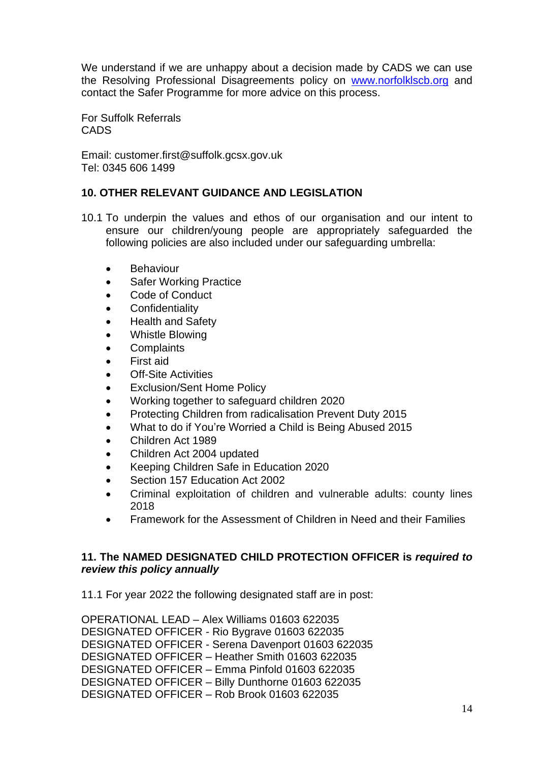We understand if we are unhappy about a decision made by CADS we can use the Resolving Professional Disagreements policy on [www.norfolklscb.org](http://www.norfolklscb.org) and contact the Safer Programme for more advice on this process.

For Suffolk Referrals
CADS

Email: customer.first@suffolk.gcsx.gov.uk
Tel: 0345 606 1499

## 10. OTHER RELEVANT GUIDANCE AND LEGISLATION

10.1 To underpin the values and ethos of our organisation and our intent to ensure our children/young people are appropriately safeguarded the following policies are also included under our safeguarding umbrella:

- Behaviour
- Safer Working Practice
- Code of Conduct
- Confidentiality
- Health and Safety
- Whistle Blowing
- Complaints
- First aid
- Off-Site Activities
- Exclusion/Sent Home Policy
- Working together to safeguard children 2020
- Protecting Children from radicalisation Prevent Duty 2015
- What to do if You're Worried a Child is Being Abused 2015
- Children Act 1989
- Children Act 2004 updated
- Keeping Children Safe in Education 2020
- Section 157 Education Act 2002
- Criminal exploitation of children and vulnerable adults: county lines 2018
- Framework for the Assessment of Children in Need and their Families

## 11. The NAMED DESIGNATED CHILD PROTECTION OFFICER is *required to review this policy annually*

11.1 For year 2022 the following designated staff are in post:

OPERATIONAL LEAD – Alex Williams 01603 622035
DESIGNATED OFFICER - Rio Bygrave 01603 622035
DESIGNATED OFFICER - Serena Davenport 01603 622035
DESIGNATED OFFICER – Heather Smith 01603 622035
DESIGNATED OFFICER – Emma Pinfold 01603 622035
DESIGNATED OFFICER – Billy Dunthorne 01603 622035
DESIGNATED OFFICER – Rob Brook 01603 622035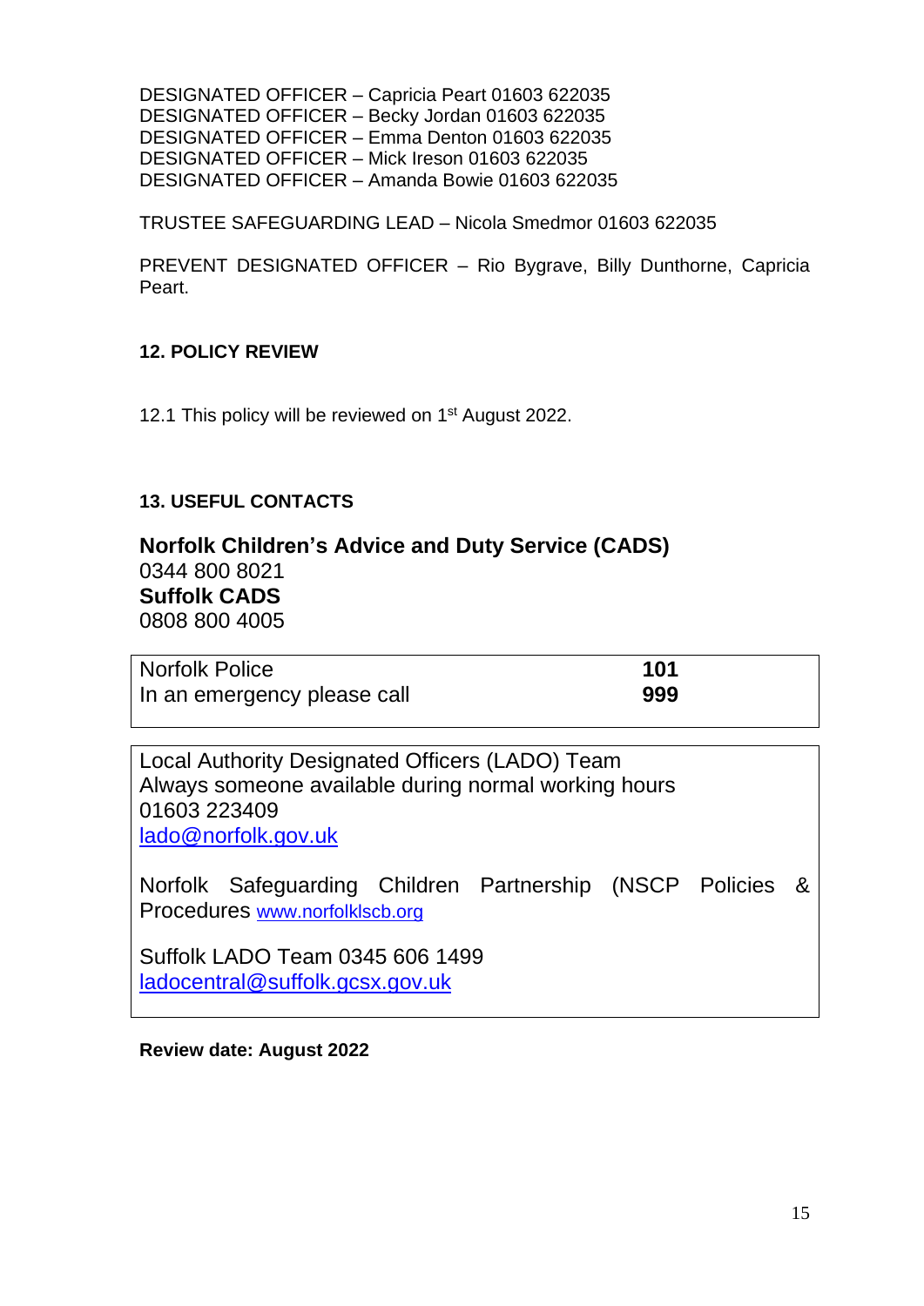DESIGNATED OFFICER – Capricia Peart 01603 622035
DESIGNATED OFFICER – Becky Jordan 01603 622035
DESIGNATED OFFICER – Emma Denton 01603 622035
DESIGNATED OFFICER – Mick Ireson 01603 622035
DESIGNATED OFFICER – Amanda Bowie 01603 622035

TRUSTEE SAFEGUARDING LEAD – Nicola Smedmor 01603 622035

PREVENT DESIGNATED OFFICER – Rio Bygrave, Billy Dunthorne, Capricia Peart.

## 12. POLICY REVIEW

12.1 This policy will be reviewed on 1st August 2022.

## 13. USEFUL CONTACTS

**Norfolk Children's Advice and Duty Service (CADS)**
0344 800 8021
**Suffolk CADS**
0808 800 4005

| | |
|---|---|
| Norfolk Police | **101** |
| In an emergency please call | **999** |

Local Authority Designated Officers (LADO) Team
Always someone available during normal working hours
01603 223409
lado@norfolk.gov.uk

Norfolk Safeguarding Children Partnership (NSCP Policies & Procedures www.norfolklscb.org

Suffolk LADO Team 0345 606 1499
ladocentral@suffolk.gcsx.gov.uk

**Review date: August 2022**